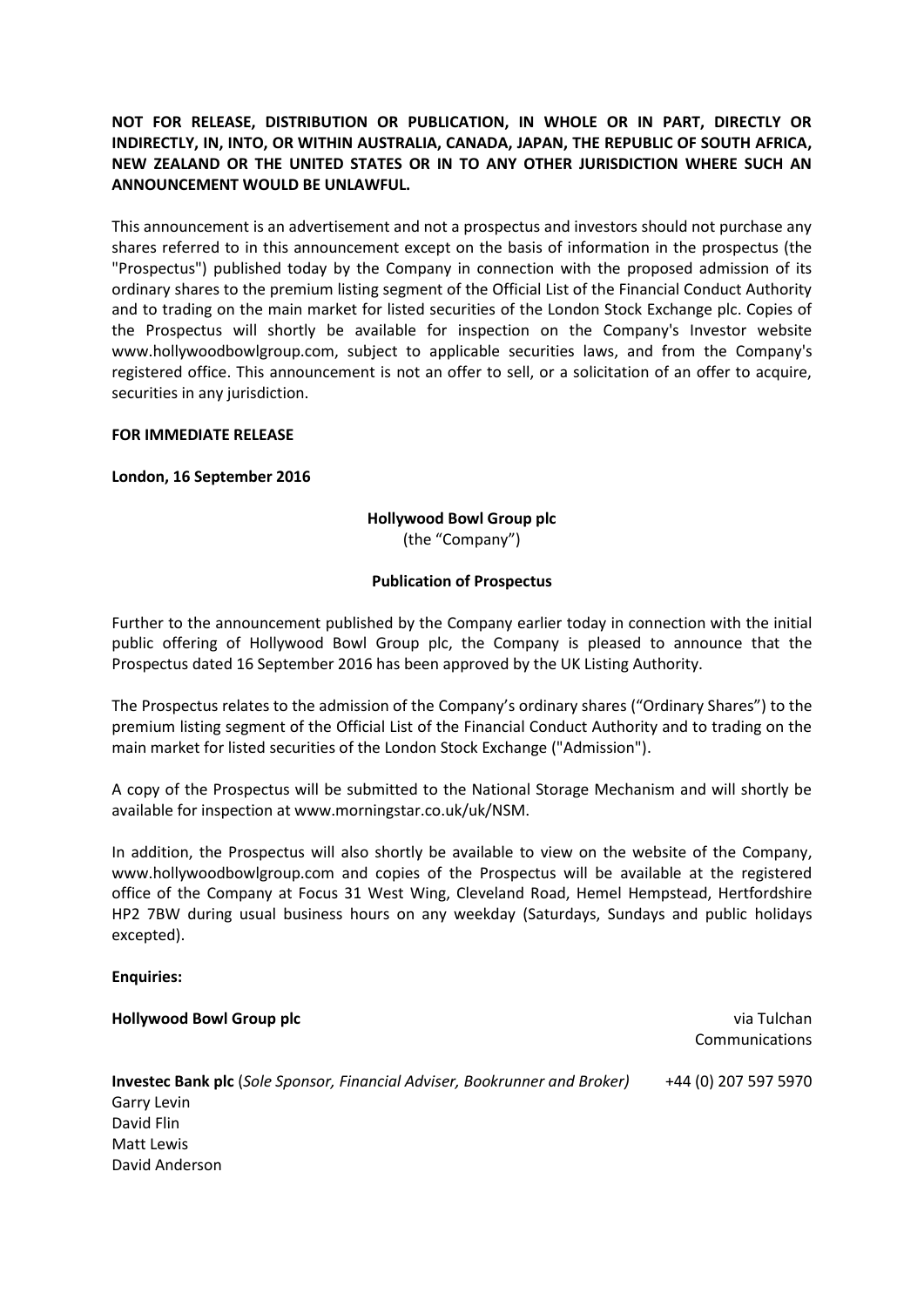**NOT FOR RELEASE, DISTRIBUTION OR PUBLICATION, IN WHOLE OR IN PART, DIRECTLY OR INDIRECTLY, IN, INTO, OR WITHIN AUSTRALIA, CANADA, JAPAN, THE REPUBLIC OF SOUTH AFRICA, NEW ZEALAND OR THE UNITED STATES OR IN TO ANY OTHER JURISDICTION WHERE SUCH AN ANNOUNCEMENT WOULD BE UNLAWFUL.**

This announcement is an advertisement and not a prospectus and investors should not purchase any shares referred to in this announcement except on the basis of information in the prospectus (the "Prospectus") published today by the Company in connection with the proposed admission of its ordinary shares to the premium listing segment of the Official List of the Financial Conduct Authority and to trading on the main market for listed securities of the London Stock Exchange plc. Copies of the Prospectus will shortly be available for inspection on the Company's Investor website www.hollywoodbowlgroup.com, subject to applicable securities laws, and from the Company's registered office. This announcement is not an offer to sell, or a solicitation of an offer to acquire, securities in any jurisdiction.

**FOR IMMEDIATE RELEASE**

**London, 16 September 2016**

**Hollywood Bowl Group plc**
(the "Company")

**Publication of Prospectus**

Further to the announcement published by the Company earlier today in connection with the initial public offering of Hollywood Bowl Group plc, the Company is pleased to announce that the Prospectus dated 16 September 2016 has been approved by the UK Listing Authority.

The Prospectus relates to the admission of the Company's ordinary shares ("Ordinary Shares") to the premium listing segment of the Official List of the Financial Conduct Authority and to trading on the main market for listed securities of the London Stock Exchange ("Admission").

A copy of the Prospectus will be submitted to the National Storage Mechanism and will shortly be available for inspection at www.morningstar.co.uk/uk/NSM.

In addition, the Prospectus will also shortly be available to view on the website of the Company, www.hollywoodbowlgroup.com and copies of the Prospectus will be available at the registered office of the Company at Focus 31 West Wing, Cleveland Road, Hemel Hempstead, Hertfordshire HP2 7BW during usual business hours on any weekday (Saturdays, Sundays and public holidays excepted).

**Enquiries:**

| | |
|---|---|
| **Hollywood Bowl Group plc** | via Tulchan Communications |
| **Investec Bank plc** (*Sole Sponsor, Financial Adviser, Bookrunner and Broker)*<br>Garry Levin<br>David Flin<br>Matt Lewis<br>David Anderson | +44 (0) 207 597 5970 |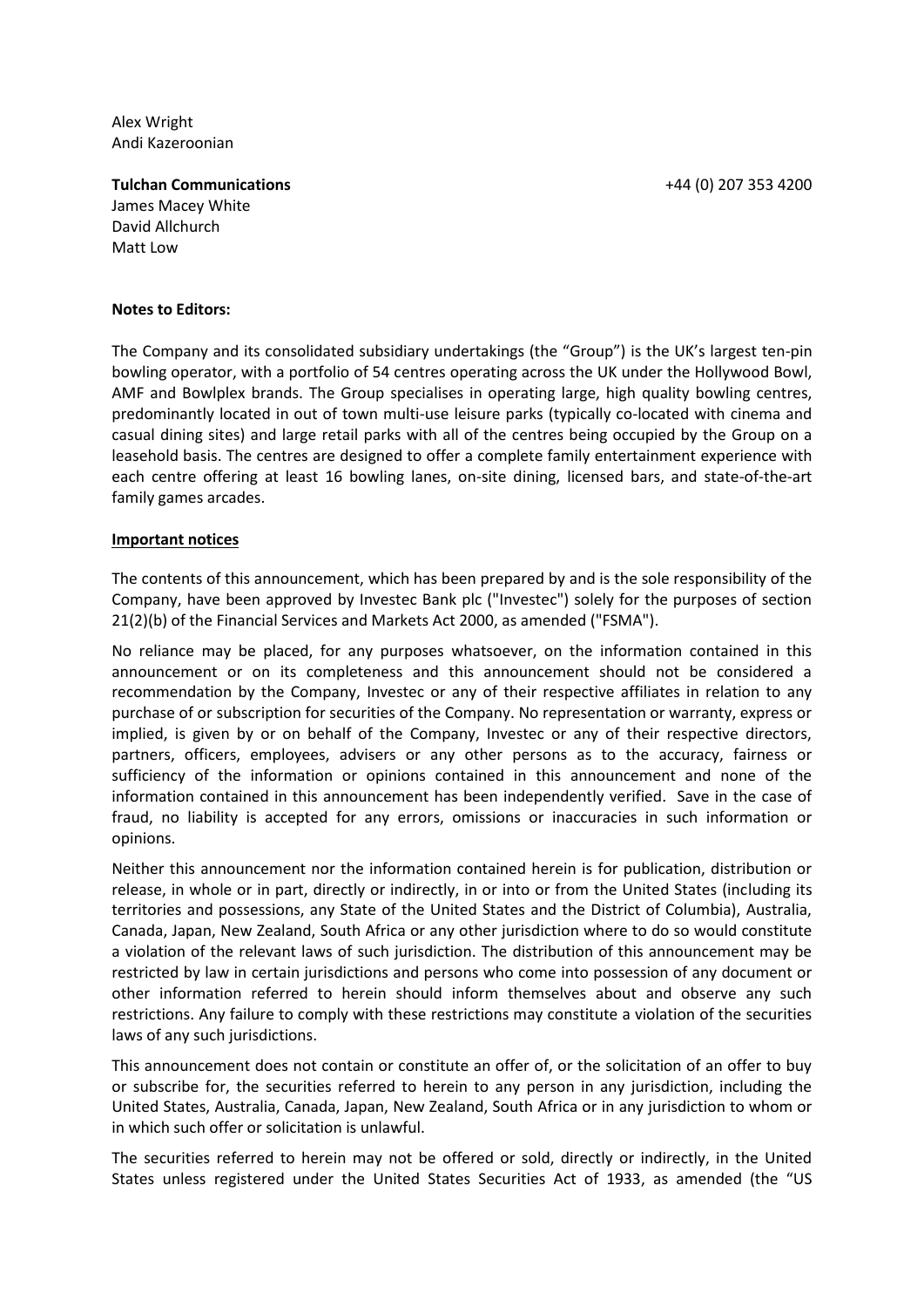Alex Wright
Andi Kazeroonian

**Tulchan Communications** +44 (0) 207 353 4200
James Macey White
David Allchurch
Matt Low

**Notes to Editors:**

The Company and its consolidated subsidiary undertakings (the "Group") is the UK's largest ten-pin bowling operator, with a portfolio of 54 centres operating across the UK under the Hollywood Bowl, AMF and Bowlplex brands. The Group specialises in operating large, high quality bowling centres, predominantly located in out of town multi-use leisure parks (typically co-located with cinema and casual dining sites) and large retail parks with all of the centres being occupied by the Group on a leasehold basis. The centres are designed to offer a complete family entertainment experience with each centre offering at least 16 bowling lanes, on-site dining, licensed bars, and state-of-the-art family games arcades.

**Important notices**

The contents of this announcement, which has been prepared by and is the sole responsibility of the Company, have been approved by Investec Bank plc ("Investec") solely for the purposes of section 21(2)(b) of the Financial Services and Markets Act 2000, as amended ("FSMA").

No reliance may be placed, for any purposes whatsoever, on the information contained in this announcement or on its completeness and this announcement should not be considered a recommendation by the Company, Investec or any of their respective affiliates in relation to any purchase of or subscription for securities of the Company. No representation or warranty, express or implied, is given by or on behalf of the Company, Investec or any of their respective directors, partners, officers, employees, advisers or any other persons as to the accuracy, fairness or sufficiency of the information or opinions contained in this announcement and none of the information contained in this announcement has been independently verified. Save in the case of fraud, no liability is accepted for any errors, omissions or inaccuracies in such information or opinions.

Neither this announcement nor the information contained herein is for publication, distribution or release, in whole or in part, directly or indirectly, in or into or from the United States (including its territories and possessions, any State of the United States and the District of Columbia), Australia, Canada, Japan, New Zealand, South Africa or any other jurisdiction where to do so would constitute a violation of the relevant laws of such jurisdiction. The distribution of this announcement may be restricted by law in certain jurisdictions and persons who come into possession of any document or other information referred to herein should inform themselves about and observe any such restrictions. Any failure to comply with these restrictions may constitute a violation of the securities laws of any such jurisdictions.

This announcement does not contain or constitute an offer of, or the solicitation of an offer to buy or subscribe for, the securities referred to herein to any person in any jurisdiction, including the United States, Australia, Canada, Japan, New Zealand, South Africa or in any jurisdiction to whom or in which such offer or solicitation is unlawful.

The securities referred to herein may not be offered or sold, directly or indirectly, in the United States unless registered under the United States Securities Act of 1933, as amended (the "US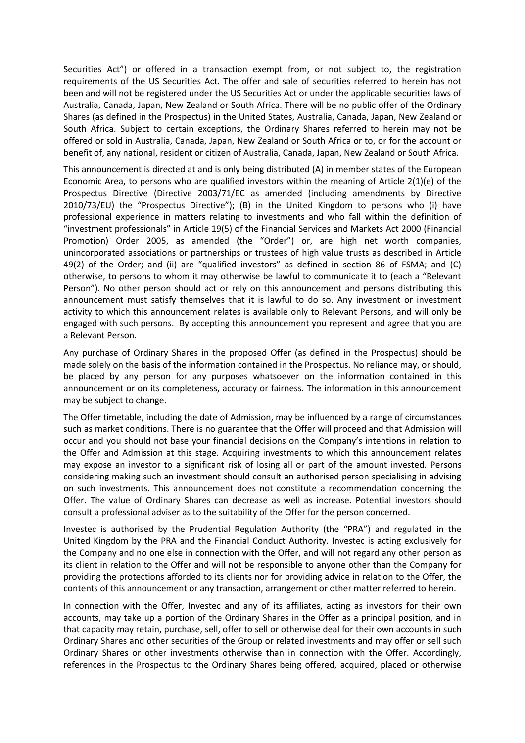Securities Act") or offered in a transaction exempt from, or not subject to, the registration requirements of the US Securities Act. The offer and sale of securities referred to herein has not been and will not be registered under the US Securities Act or under the applicable securities laws of Australia, Canada, Japan, New Zealand or South Africa. There will be no public offer of the Ordinary Shares (as defined in the Prospectus) in the United States, Australia, Canada, Japan, New Zealand or South Africa. Subject to certain exceptions, the Ordinary Shares referred to herein may not be offered or sold in Australia, Canada, Japan, New Zealand or South Africa or to, or for the account or benefit of, any national, resident or citizen of Australia, Canada, Japan, New Zealand or South Africa.

This announcement is directed at and is only being distributed (A) in member states of the European Economic Area, to persons who are qualified investors within the meaning of Article 2(1)(e) of the Prospectus Directive (Directive 2003/71/EC as amended (including amendments by Directive 2010/73/EU) the "Prospectus Directive"); (B) in the United Kingdom to persons who (i) have professional experience in matters relating to investments and who fall within the definition of "investment professionals" in Article 19(5) of the Financial Services and Markets Act 2000 (Financial Promotion) Order 2005, as amended (the "Order") or, are high net worth companies, unincorporated associations or partnerships or trustees of high value trusts as described in Article 49(2) of the Order; and (ii) are "qualified investors" as defined in section 86 of FSMA; and (C) otherwise, to persons to whom it may otherwise be lawful to communicate it to (each a "Relevant Person"). No other person should act or rely on this announcement and persons distributing this announcement must satisfy themselves that it is lawful to do so. Any investment or investment activity to which this announcement relates is available only to Relevant Persons, and will only be engaged with such persons. By accepting this announcement you represent and agree that you are a Relevant Person.

Any purchase of Ordinary Shares in the proposed Offer (as defined in the Prospectus) should be made solely on the basis of the information contained in the Prospectus. No reliance may, or should, be placed by any person for any purposes whatsoever on the information contained in this announcement or on its completeness, accuracy or fairness. The information in this announcement may be subject to change.

The Offer timetable, including the date of Admission, may be influenced by a range of circumstances such as market conditions. There is no guarantee that the Offer will proceed and that Admission will occur and you should not base your financial decisions on the Company's intentions in relation to the Offer and Admission at this stage. Acquiring investments to which this announcement relates may expose an investor to a significant risk of losing all or part of the amount invested. Persons considering making such an investment should consult an authorised person specialising in advising on such investments. This announcement does not constitute a recommendation concerning the Offer. The value of Ordinary Shares can decrease as well as increase. Potential investors should consult a professional adviser as to the suitability of the Offer for the person concerned.

Investec is authorised by the Prudential Regulation Authority (the "PRA") and regulated in the United Kingdom by the PRA and the Financial Conduct Authority. Investec is acting exclusively for the Company and no one else in connection with the Offer, and will not regard any other person as its client in relation to the Offer and will not be responsible to anyone other than the Company for providing the protections afforded to its clients nor for providing advice in relation to the Offer, the contents of this announcement or any transaction, arrangement or other matter referred to herein.

In connection with the Offer, Investec and any of its affiliates, acting as investors for their own accounts, may take up a portion of the Ordinary Shares in the Offer as a principal position, and in that capacity may retain, purchase, sell, offer to sell or otherwise deal for their own accounts in such Ordinary Shares and other securities of the Group or related investments and may offer or sell such Ordinary Shares or other investments otherwise than in connection with the Offer. Accordingly, references in the Prospectus to the Ordinary Shares being offered, acquired, placed or otherwise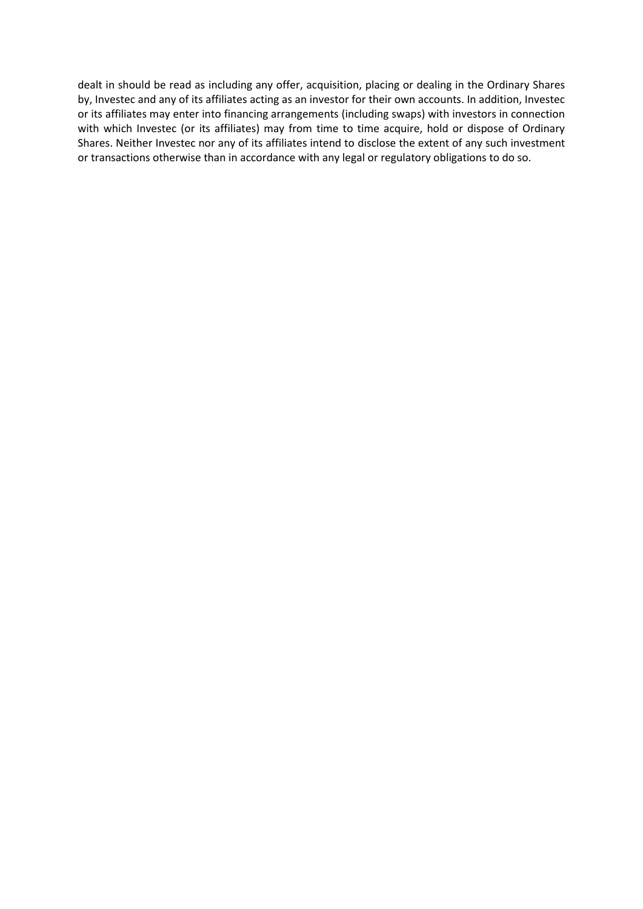dealt in should be read as including any offer, acquisition, placing or dealing in the Ordinary Shares by, Investec and any of its affiliates acting as an investor for their own accounts. In addition, Investec or its affiliates may enter into financing arrangements (including swaps) with investors in connection with which Investec (or its affiliates) may from time to time acquire, hold or dispose of Ordinary Shares. Neither Investec nor any of its affiliates intend to disclose the extent of any such investment or transactions otherwise than in accordance with any legal or regulatory obligations to do so.